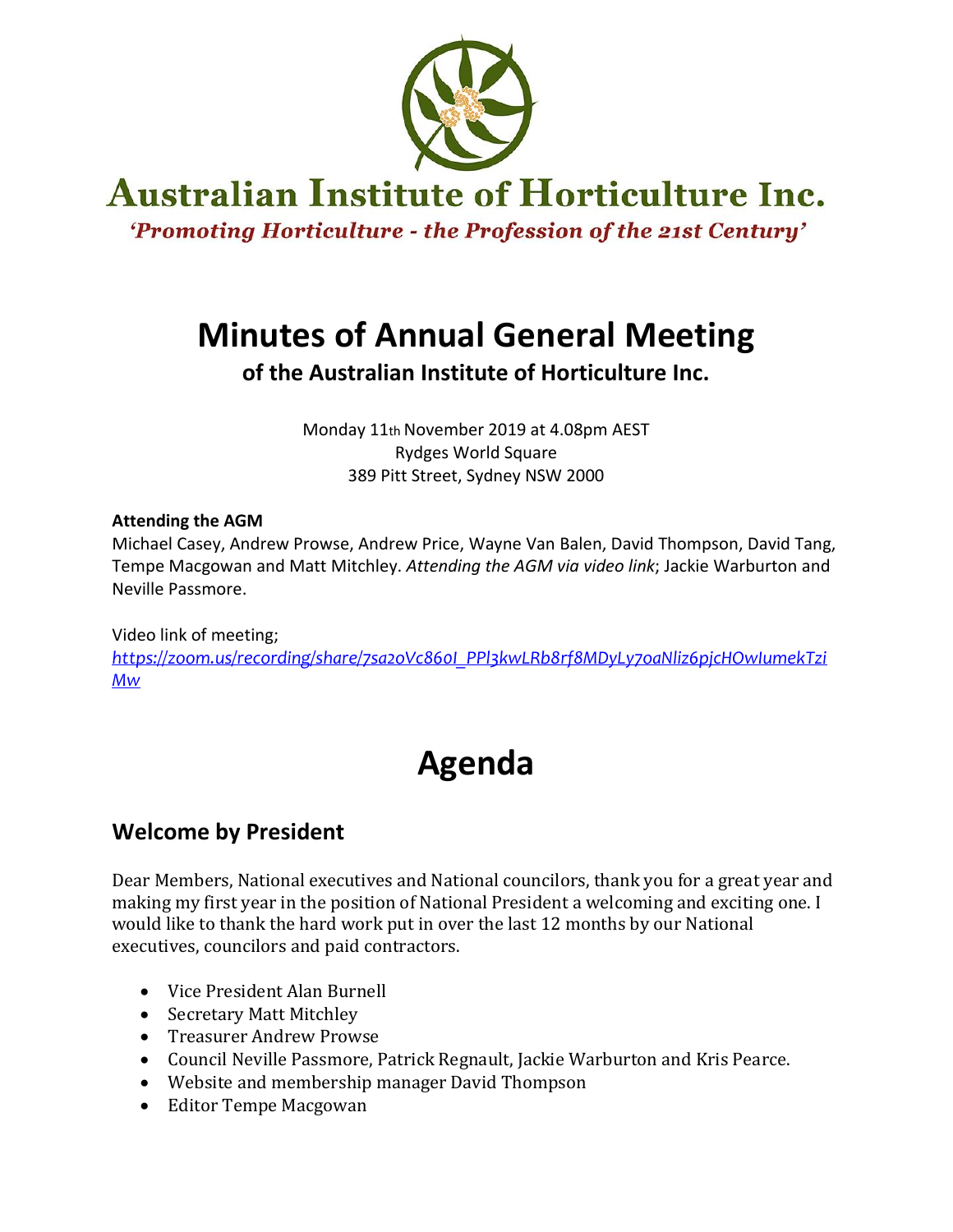# Australian Institute of Horticulture Inc.

*'Promoting Horticulture - the Profession of the 21st Century'*

# Minutes of Annual General Meeting

## of the Australian Institute of Horticulture Inc.

Monday 11th November 2019 at 4.08pm AEST
Rydges World Square
389 Pitt Street, Sydney NSW 2000

**Attending the AGM**
Michael Casey, Andrew Prowse, Andrew Price, Wayne Van Balen, David Thompson, David Tang, Tempe Macgowan and Matt Mitchley. *Attending the AGM via video link*; Jackie Warburton and Neville Passmore.

Video link of meeting;
*https://zoom.us/recording/share/7sa20Vc860I_PPl3kwLRb8rf8MDyLy7oaNliz6pjcHOwIumekTziMw*

# Agenda

## Welcome by President

Dear Members, National executives and National councilors, thank you for a great year and making my first year in the position of National President a welcoming and exciting one. I would like to thank the hard work put in over the last 12 months by our National executives, councilors and paid contractors.

- Vice President Alan Burnell
- Secretary Matt Mitchley
- Treasurer Andrew Prowse
- Council Neville Passmore, Patrick Regnault, Jackie Warburton and Kris Pearce.
- Website and membership manager David Thompson
- Editor Tempe Macgowan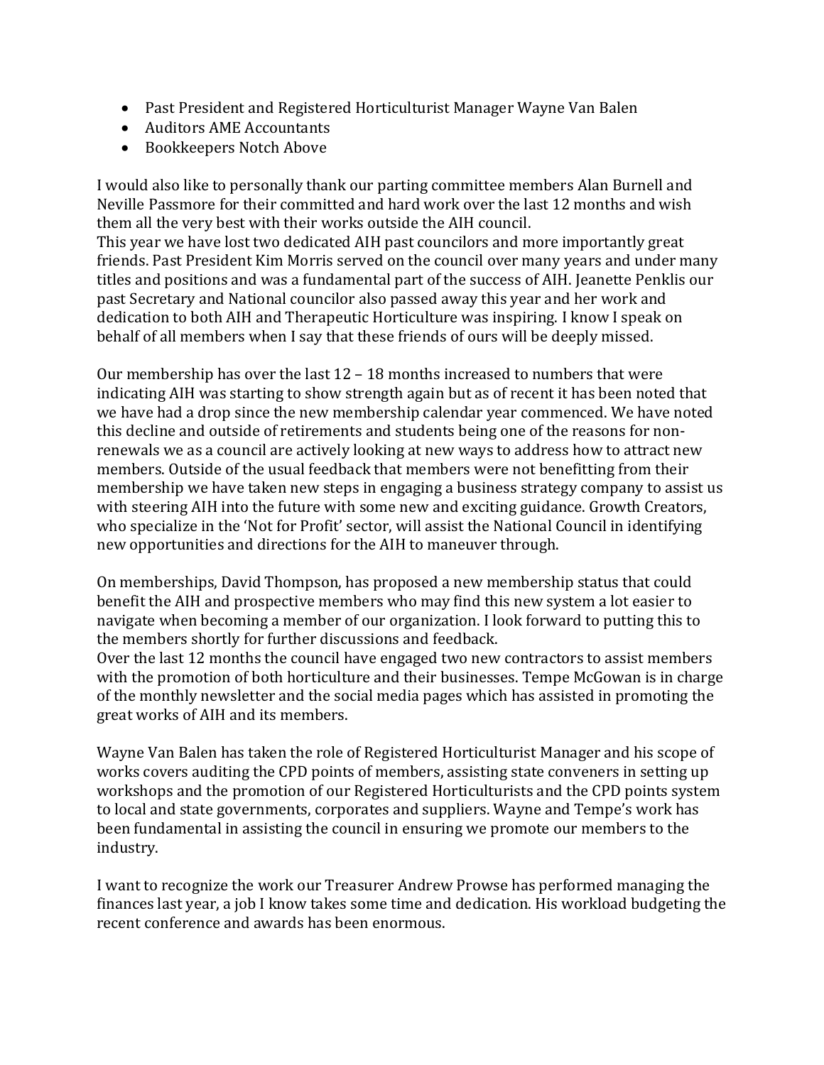- Past President and Registered Horticulturist Manager Wayne Van Balen
- Auditors AME Accountants
- Bookkeepers Notch Above

I would also like to personally thank our parting committee members Alan Burnell and Neville Passmore for their committed and hard work over the last 12 months and wish them all the very best with their works outside the AIH council.
This year we have lost two dedicated AIH past councilors and more importantly great friends. Past President Kim Morris served on the council over many years and under many titles and positions and was a fundamental part of the success of AIH. Jeanette Penklis our past Secretary and National councilor also passed away this year and her work and dedication to both AIH and Therapeutic Horticulture was inspiring. I know I speak on behalf of all members when I say that these friends of ours will be deeply missed.

Our membership has over the last 12 – 18 months increased to numbers that were indicating AIH was starting to show strength again but as of recent it has been noted that we have had a drop since the new membership calendar year commenced. We have noted this decline and outside of retirements and students being one of the reasons for non-renewals we as a council are actively looking at new ways to address how to attract new members. Outside of the usual feedback that members were not benefitting from their membership we have taken new steps in engaging a business strategy company to assist us with steering AIH into the future with some new and exciting guidance. Growth Creators, who specialize in the 'Not for Profit' sector, will assist the National Council in identifying new opportunities and directions for the AIH to maneuver through.

On memberships, David Thompson, has proposed a new membership status that could benefit the AIH and prospective members who may find this new system a lot easier to navigate when becoming a member of our organization. I look forward to putting this to the members shortly for further discussions and feedback.
Over the last 12 months the council have engaged two new contractors to assist members with the promotion of both horticulture and their businesses. Tempe McGowan is in charge of the monthly newsletter and the social media pages which has assisted in promoting the great works of AIH and its members.

Wayne Van Balen has taken the role of Registered Horticulturist Manager and his scope of works covers auditing the CPD points of members, assisting state conveners in setting up workshops and the promotion of our Registered Horticulturists and the CPD points system to local and state governments, corporates and suppliers. Wayne and Tempe's work has been fundamental in assisting the council in ensuring we promote our members to the industry.

I want to recognize the work our Treasurer Andrew Prowse has performed managing the finances last year, a job I know takes some time and dedication. His workload budgeting the recent conference and awards has been enormous.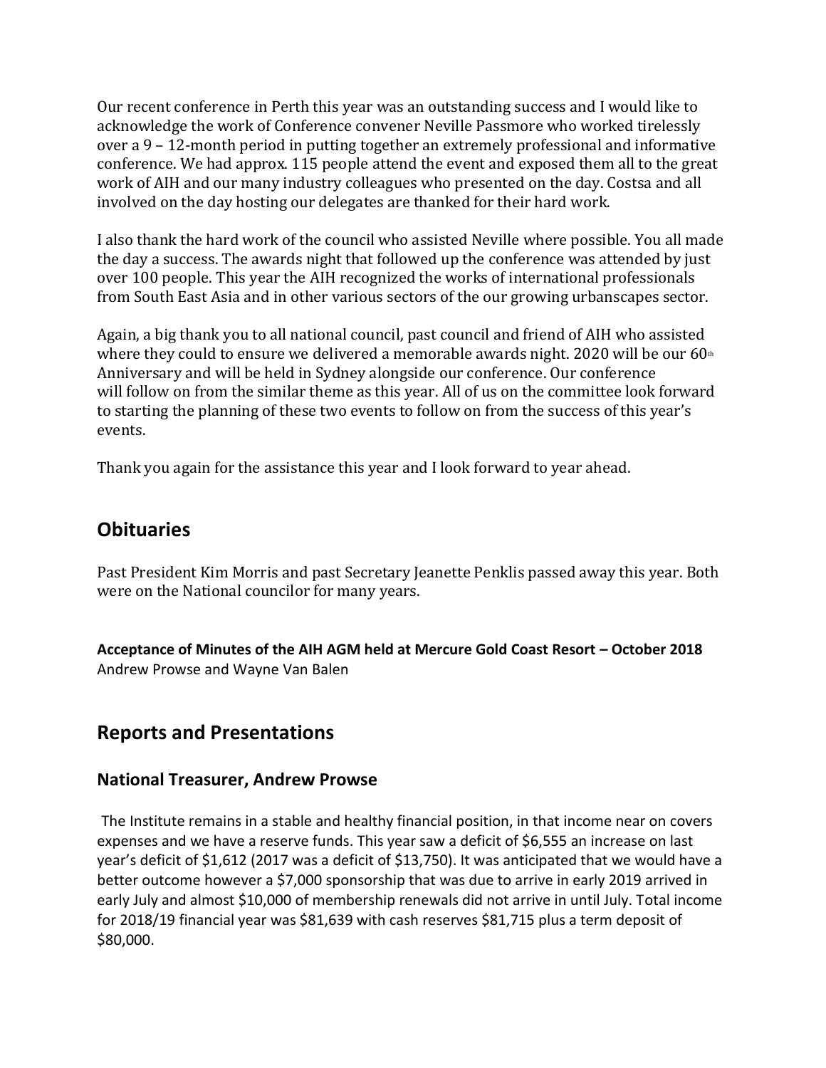Our recent conference in Perth this year was an outstanding success and I would like to acknowledge the work of Conference convener Neville Passmore who worked tirelessly over a 9 – 12-month period in putting together an extremely professional and informative conference. We had approx. 115 people attend the event and exposed them all to the great work of AIH and our many industry colleagues who presented on the day. Costsa and all involved on the day hosting our delegates are thanked for their hard work.

I also thank the hard work of the council who assisted Neville where possible. You all made the day a success. The awards night that followed up the conference was attended by just over 100 people. This year the AIH recognized the works of international professionals from South East Asia and in other various sectors of the our growing urbanscapes sector.

Again, a big thank you to all national council, past council and friend of AIH who assisted where they could to ensure we delivered a memorable awards night. 2020 will be our 60th Anniversary and will be held in Sydney alongside our conference. Our conference will follow on from the similar theme as this year. All of us on the committee look forward to starting the planning of these two events to follow on from the success of this year's events.

Thank you again for the assistance this year and I look forward to year ahead.

## Obituaries

Past President Kim Morris and past Secretary Jeanette Penklis passed away this year. Both were on the National councilor for many years.

**Acceptance of Minutes of the AIH AGM held at Mercure Gold Coast Resort – October 2018**
Andrew Prowse and Wayne Van Balen

## Reports and Presentations

### National Treasurer, Andrew Prowse

The Institute remains in a stable and healthy financial position, in that income near on covers expenses and we have a reserve funds. This year saw a deficit of $6,555 an increase on last year's deficit of $1,612 (2017 was a deficit of $13,750). It was anticipated that we would have a better outcome however a $7,000 sponsorship that was due to arrive in early 2019 arrived in early July and almost $10,000 of membership renewals did not arrive in until July. Total income for 2018/19 financial year was $81,639 with cash reserves $81,715 plus a term deposit of $80,000.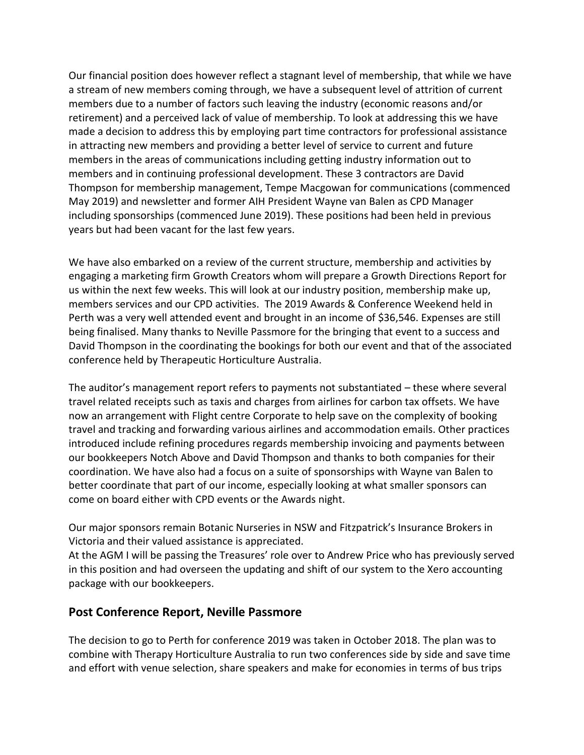Our financial position does however reflect a stagnant level of membership, that while we have a stream of new members coming through, we have a subsequent level of attrition of current members due to a number of factors such leaving the industry (economic reasons and/or retirement) and a perceived lack of value of membership. To look at addressing this we have made a decision to address this by employing part time contractors for professional assistance in attracting new members and providing a better level of service to current and future members in the areas of communications including getting industry information out to members and in continuing professional development. These 3 contractors are David Thompson for membership management, Tempe Macgowan for communications (commenced May 2019) and newsletter and former AIH President Wayne van Balen as CPD Manager including sponsorships (commenced June 2019). These positions had been held in previous years but had been vacant for the last few years.

We have also embarked on a review of the current structure, membership and activities by engaging a marketing firm Growth Creators whom will prepare a Growth Directions Report for us within the next few weeks. This will look at our industry position, membership make up, members services and our CPD activities. The 2019 Awards & Conference Weekend held in Perth was a very well attended event and brought in an income of $36,546. Expenses are still being finalised. Many thanks to Neville Passmore for the bringing that event to a success and David Thompson in the coordinating the bookings for both our event and that of the associated conference held by Therapeutic Horticulture Australia.

The auditor's management report refers to payments not substantiated – these where several travel related receipts such as taxis and charges from airlines for carbon tax offsets. We have now an arrangement with Flight centre Corporate to help save on the complexity of booking travel and tracking and forwarding various airlines and accommodation emails. Other practices introduced include refining procedures regards membership invoicing and payments between our bookkeepers Notch Above and David Thompson and thanks to both companies for their coordination. We have also had a focus on a suite of sponsorships with Wayne van Balen to better coordinate that part of our income, especially looking at what smaller sponsors can come on board either with CPD events or the Awards night.

Our major sponsors remain Botanic Nurseries in NSW and Fitzpatrick's Insurance Brokers in Victoria and their valued assistance is appreciated.

At the AGM I will be passing the Treasures' role over to Andrew Price who has previously served in this position and had overseen the updating and shift of our system to the Xero accounting package with our bookkeepers.

## Post Conference Report, Neville Passmore

The decision to go to Perth for conference 2019 was taken in October 2018. The plan was to combine with Therapy Horticulture Australia to run two conferences side by side and save time and effort with venue selection, share speakers and make for economies in terms of bus trips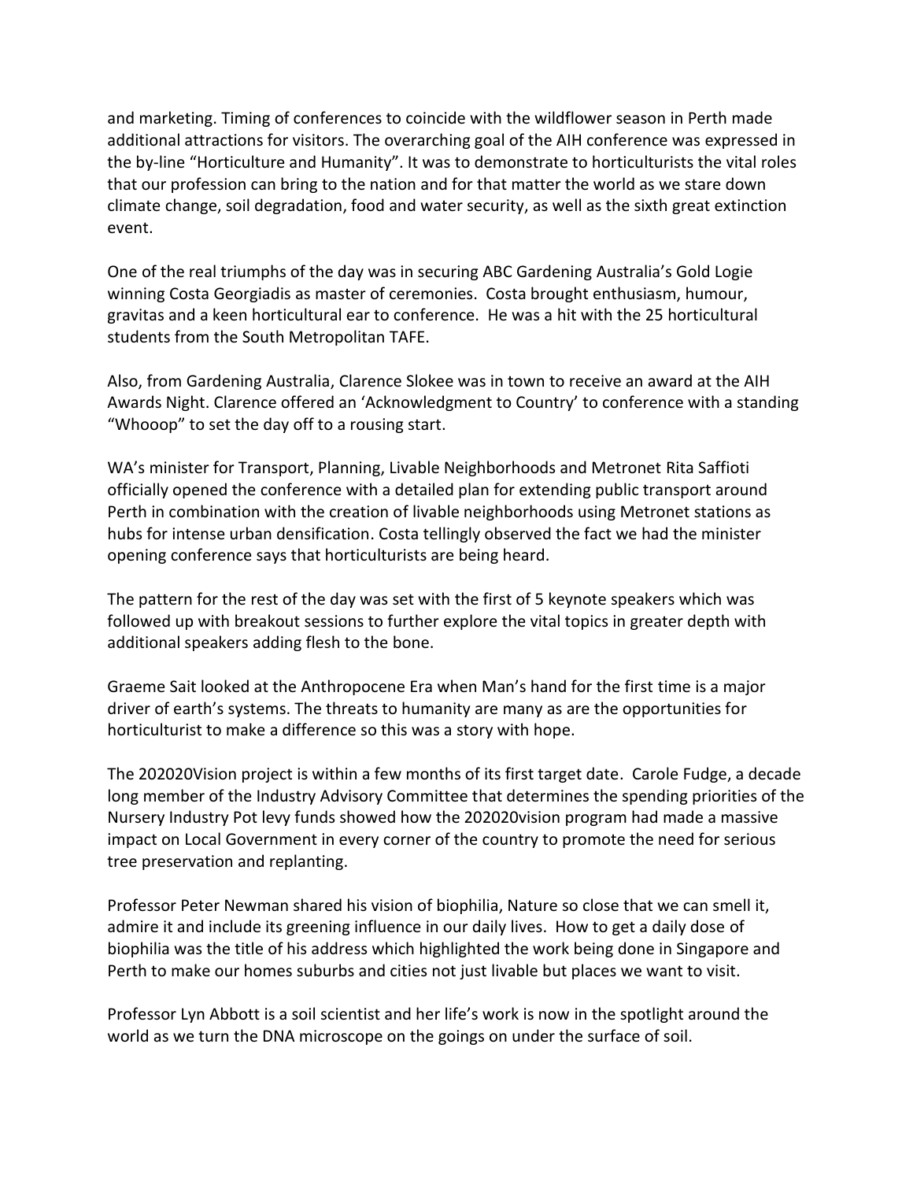and marketing. Timing of conferences to coincide with the wildflower season in Perth made additional attractions for visitors. The overarching goal of the AIH conference was expressed in the by-line "Horticulture and Humanity". It was to demonstrate to horticulturists the vital roles that our profession can bring to the nation and for that matter the world as we stare down climate change, soil degradation, food and water security, as well as the sixth great extinction event.

One of the real triumphs of the day was in securing ABC Gardening Australia's Gold Logie winning Costa Georgiadis as master of ceremonies. Costa brought enthusiasm, humour, gravitas and a keen horticultural ear to conference. He was a hit with the 25 horticultural students from the South Metropolitan TAFE.

Also, from Gardening Australia, Clarence Slokee was in town to receive an award at the AIH Awards Night. Clarence offered an 'Acknowledgment to Country' to conference with a standing "Whooop" to set the day off to a rousing start.

WA's minister for Transport, Planning, Livable Neighborhoods and Metronet Rita Saffioti officially opened the conference with a detailed plan for extending public transport around Perth in combination with the creation of livable neighborhoods using Metronet stations as hubs for intense urban densification. Costa tellingly observed the fact we had the minister opening conference says that horticulturists are being heard.

The pattern for the rest of the day was set with the first of 5 keynote speakers which was followed up with breakout sessions to further explore the vital topics in greater depth with additional speakers adding flesh to the bone.

Graeme Sait looked at the Anthropocene Era when Man's hand for the first time is a major driver of earth's systems. The threats to humanity are many as are the opportunities for horticulturist to make a difference so this was a story with hope.

The 202020Vision project is within a few months of its first target date. Carole Fudge, a decade long member of the Industry Advisory Committee that determines the spending priorities of the Nursery Industry Pot levy funds showed how the 202020vision program had made a massive impact on Local Government in every corner of the country to promote the need for serious tree preservation and replanting.

Professor Peter Newman shared his vision of biophilia, Nature so close that we can smell it, admire it and include its greening influence in our daily lives. How to get a daily dose of biophilia was the title of his address which highlighted the work being done in Singapore and Perth to make our homes suburbs and cities not just livable but places we want to visit.

Professor Lyn Abbott is a soil scientist and her life's work is now in the spotlight around the world as we turn the DNA microscope on the goings on under the surface of soil.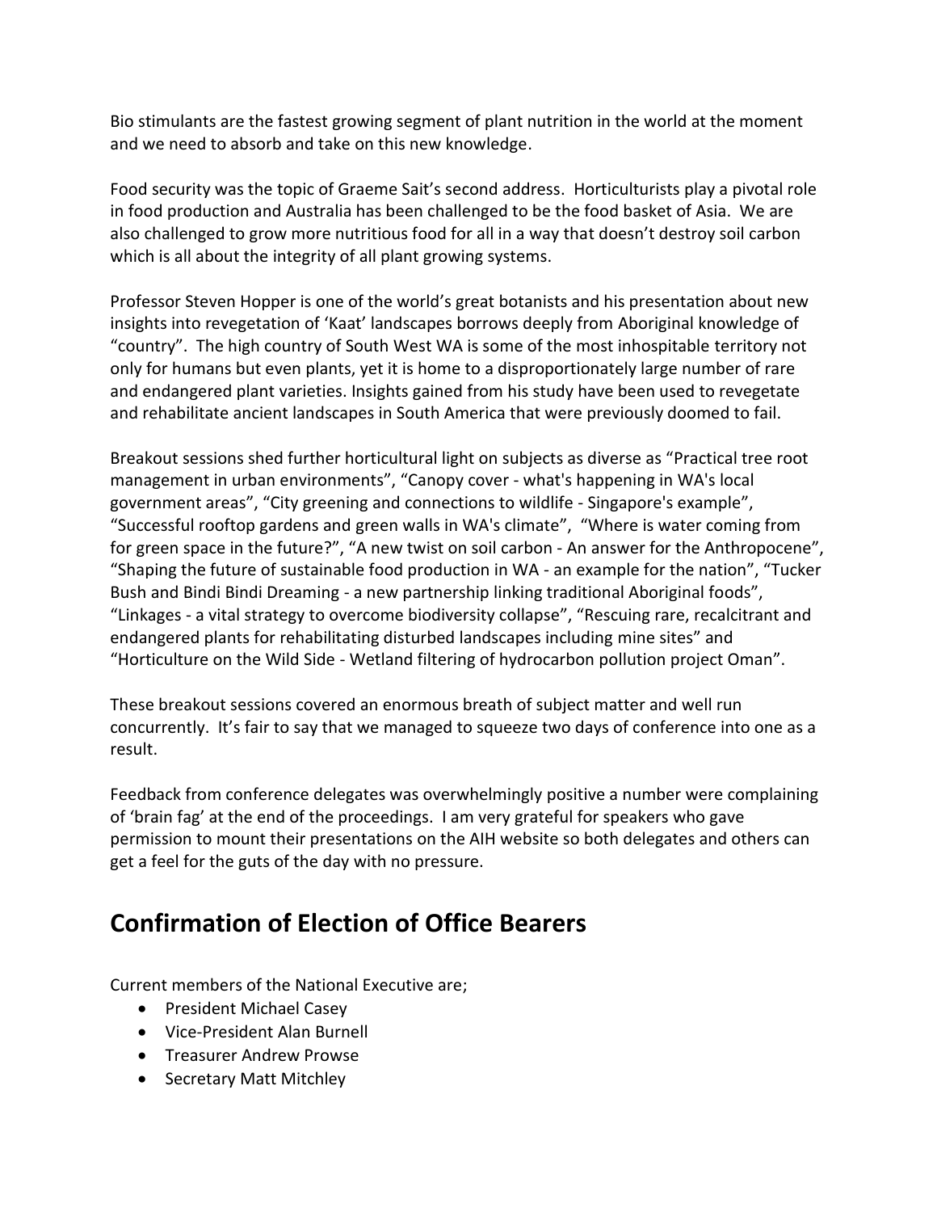Bio stimulants are the fastest growing segment of plant nutrition in the world at the moment and we need to absorb and take on this new knowledge.

Food security was the topic of Graeme Sait's second address. Horticulturists play a pivotal role in food production and Australia has been challenged to be the food basket of Asia. We are also challenged to grow more nutritious food for all in a way that doesn't destroy soil carbon which is all about the integrity of all plant growing systems.

Professor Steven Hopper is one of the world's great botanists and his presentation about new insights into revegetation of 'Kaat' landscapes borrows deeply from Aboriginal knowledge of "country". The high country of South West WA is some of the most inhospitable territory not only for humans but even plants, yet it is home to a disproportionately large number of rare and endangered plant varieties. Insights gained from his study have been used to revegetate and rehabilitate ancient landscapes in South America that were previously doomed to fail.

Breakout sessions shed further horticultural light on subjects as diverse as "Practical tree root management in urban environments", "Canopy cover - what's happening in WA's local government areas", "City greening and connections to wildlife - Singapore's example", "Successful rooftop gardens and green walls in WA's climate", "Where is water coming from for green space in the future?", "A new twist on soil carbon - An answer for the Anthropocene", "Shaping the future of sustainable food production in WA - an example for the nation", "Tucker Bush and Bindi Bindi Dreaming - a new partnership linking traditional Aboriginal foods", "Linkages - a vital strategy to overcome biodiversity collapse", "Rescuing rare, recalcitrant and endangered plants for rehabilitating disturbed landscapes including mine sites" and "Horticulture on the Wild Side - Wetland filtering of hydrocarbon pollution project Oman".

These breakout sessions covered an enormous breath of subject matter and well run concurrently. It's fair to say that we managed to squeeze two days of conference into one as a result.

Feedback from conference delegates was overwhelmingly positive a number were complaining of 'brain fag' at the end of the proceedings. I am very grateful for speakers who gave permission to mount their presentations on the AIH website so both delegates and others can get a feel for the guts of the day with no pressure.

## Confirmation of Election of Office Bearers

Current members of the National Executive are;

- President Michael Casey
- Vice-President Alan Burnell
- Treasurer Andrew Prowse
- Secretary Matt Mitchley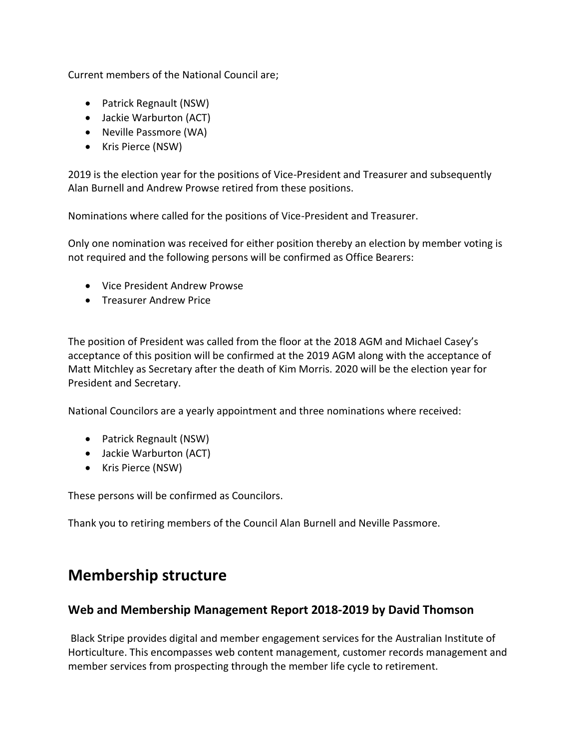Current members of the National Council are;

- Patrick Regnault (NSW)
- Jackie Warburton (ACT)
- Neville Passmore (WA)
- Kris Pierce (NSW)

2019 is the election year for the positions of Vice-President and Treasurer and subsequently Alan Burnell and Andrew Prowse retired from these positions.

Nominations where called for the positions of Vice-President and Treasurer.

Only one nomination was received for either position thereby an election by member voting is not required and the following persons will be confirmed as Office Bearers:

- Vice President Andrew Prowse
- Treasurer Andrew Price

The position of President was called from the floor at the 2018 AGM and Michael Casey's acceptance of this position will be confirmed at the 2019 AGM along with the acceptance of Matt Mitchley as Secretary after the death of Kim Morris. 2020 will be the election year for President and Secretary.

National Councilors are a yearly appointment and three nominations where received:

- Patrick Regnault (NSW)
- Jackie Warburton (ACT)
- Kris Pierce (NSW)

These persons will be confirmed as Councilors.

Thank you to retiring members of the Council Alan Burnell and Neville Passmore.

## Membership structure

### Web and Membership Management Report 2018-2019 by David Thomson

Black Stripe provides digital and member engagement services for the Australian Institute of Horticulture. This encompasses web content management, customer records management and member services from prospecting through the member life cycle to retirement.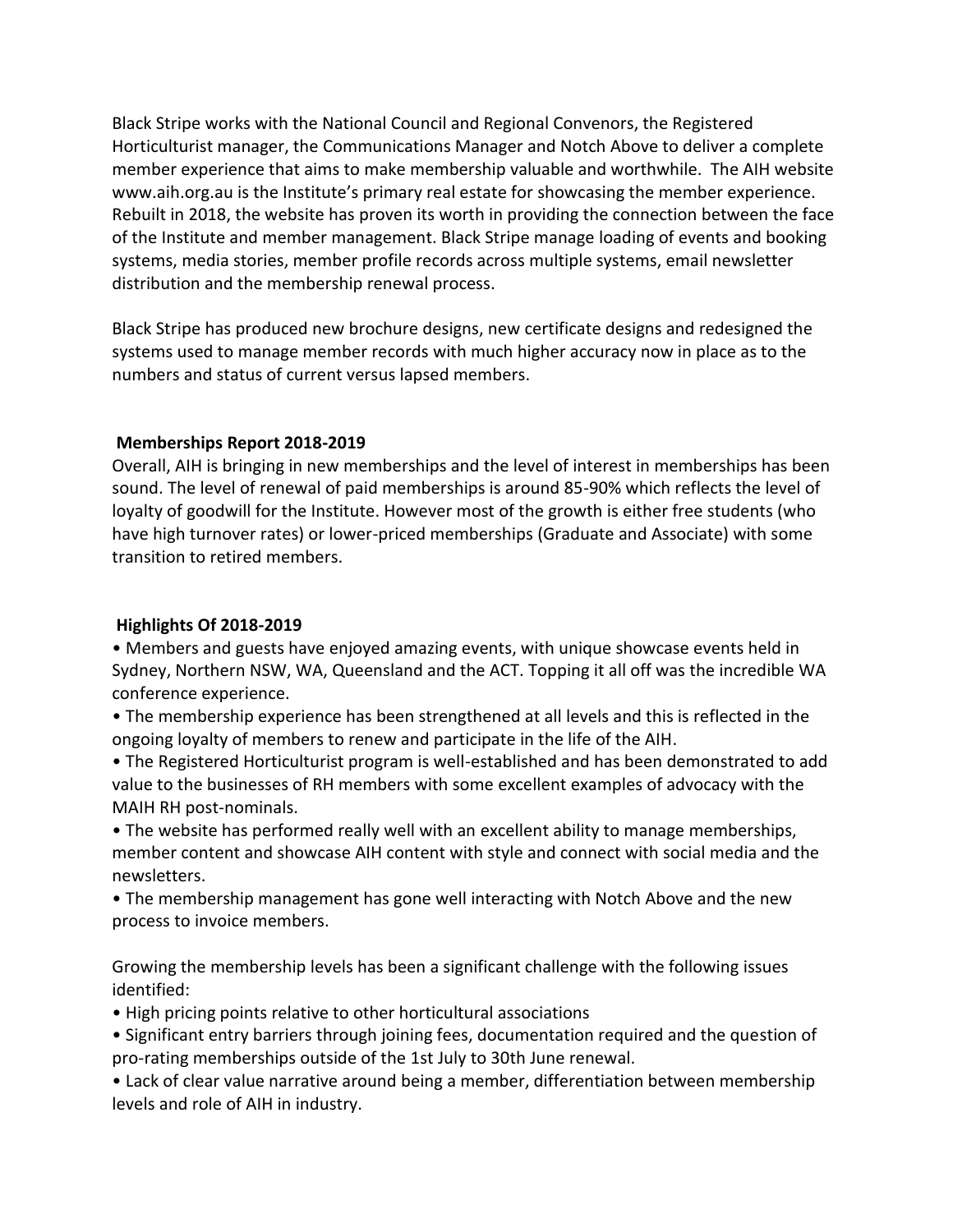Black Stripe works with the National Council and Regional Convenors, the Registered Horticulturist manager, the Communications Manager and Notch Above to deliver a complete member experience that aims to make membership valuable and worthwhile. The AIH website www.aih.org.au is the Institute's primary real estate for showcasing the member experience. Rebuilt in 2018, the website has proven its worth in providing the connection between the face of the Institute and member management. Black Stripe manage loading of events and booking systems, media stories, member profile records across multiple systems, email newsletter distribution and the membership renewal process.

Black Stripe has produced new brochure designs, new certificate designs and redesigned the systems used to manage member records with much higher accuracy now in place as to the numbers and status of current versus lapsed members.

**Memberships Report 2018-2019**

Overall, AIH is bringing in new memberships and the level of interest in memberships has been sound. The level of renewal of paid memberships is around 85-90% which reflects the level of loyalty of goodwill for the Institute. However most of the growth is either free students (who have high turnover rates) or lower-priced memberships (Graduate and Associate) with some transition to retired members.

**Highlights Of 2018-2019**

- Members and guests have enjoyed amazing events, with unique showcase events held in Sydney, Northern NSW, WA, Queensland and the ACT. Topping it all off was the incredible WA conference experience.
- The membership experience has been strengthened at all levels and this is reflected in the ongoing loyalty of members to renew and participate in the life of the AIH.
- The Registered Horticulturist program is well-established and has been demonstrated to add value to the businesses of RH members with some excellent examples of advocacy with the MAIH RH post-nominals.
- The website has performed really well with an excellent ability to manage memberships, member content and showcase AIH content with style and connect with social media and the newsletters.
- The membership management has gone well interacting with Notch Above and the new process to invoice members.

Growing the membership levels has been a significant challenge with the following issues identified:

- High pricing points relative to other horticultural associations
- Significant entry barriers through joining fees, documentation required and the question of pro-rating memberships outside of the 1st July to 30th June renewal.
- Lack of clear value narrative around being a member, differentiation between membership levels and role of AIH in industry.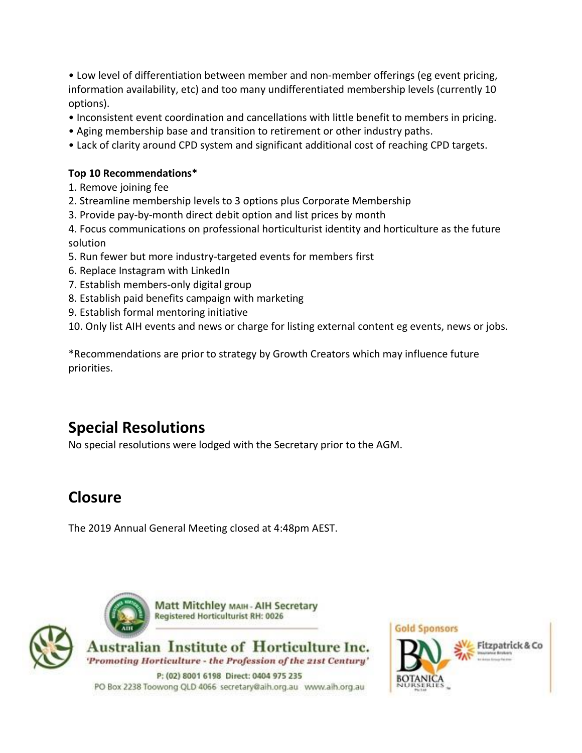- Low level of differentiation between member and non-member offerings (eg event pricing, information availability, etc) and too many undifferentiated membership levels (currently 10 options).
- Inconsistent event coordination and cancellations with little benefit to members in pricing.
- Aging membership base and transition to retirement or other industry paths.
- Lack of clarity around CPD system and significant additional cost of reaching CPD targets.

**Top 10 Recommendations***

1. Remove joining fee
2. Streamline membership levels to 3 options plus Corporate Membership
3. Provide pay-by-month direct debit option and list prices by month
4. Focus communications on professional horticulturist identity and horticulture as the future solution
5. Run fewer but more industry-targeted events for members first
6. Replace Instagram with LinkedIn
7. Establish members-only digital group
8. Establish paid benefits campaign with marketing
9. Establish formal mentoring initiative
10. Only list AIH events and news or charge for listing external content eg events, news or jobs.

*Recommendations are prior to strategy by Growth Creators which may influence future priorities.

## Special Resolutions

No special resolutions were lodged with the Secretary prior to the AGM.

## Closure

The 2019 Annual General Meeting closed at 4:48pm AEST.

Matt Mitchley MAIH - AIH Secretary
Registered Horticulturist RH: 0026

Australian Institute of Horticulture Inc.
*'Promoting Horticulture - the Profession of the 21st Century'*
P: (02) 8001 6198 Direct: 0404 975 235
PO Box 2238 Toowong QLD 4066 secretary@aih.org.au www.aih.org.au

Gold Sponsors
Botanica Nurseries
Fitzpatrick & Co